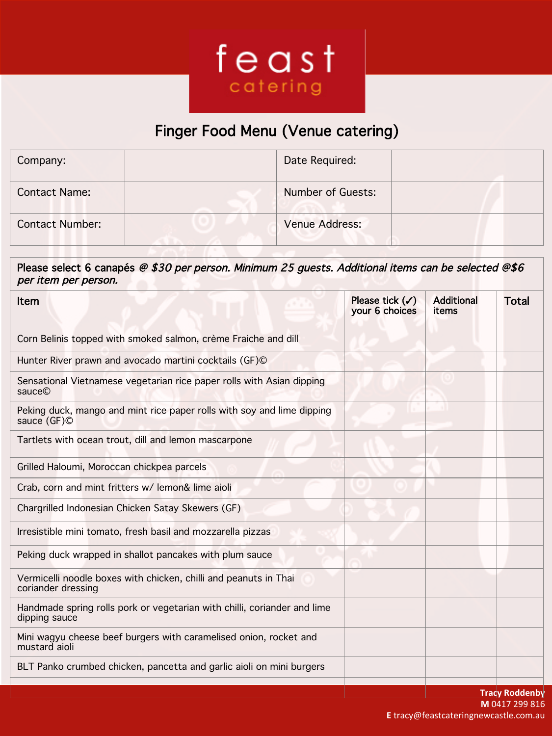# feast catering

## Finger Food Menu (Venue catering)

| Company: | | Date Required: | |
|---|---|---|---|
| Contact Name: | | Number of Guests: | |
| Contact Number: | | Venue Address: | |

**Please select 6 canapés** ***@ $30 per person. Minimum 25 guests. Additional items can be selected @$6 per item per person.***

| Item | Please tick (✓) your 6 choices | Additional items | Total |
|---|---|---|---|
| Corn Belinis topped with smoked salmon, crème Fraiche and dill | | | |
| Hunter River prawn and avocado martini cocktails (GF)© | | | |
| Sensational Vietnamese vegetarian rice paper rolls with Asian dipping sauce© | | | |
| Peking duck, mango and mint rice paper rolls with soy and lime dipping sauce (GF)© | | | |
| Tartlets with ocean trout, dill and lemon mascarpone | | | |
| Grilled Haloumi, Moroccan chickpea parcels | | | |
| Crab, corn and mint fritters w/ lemon& lime aioli | | | |
| Chargrilled Indonesian Chicken Satay Skewers (GF) | | | |
| Irresistible mini tomato, fresh basil and mozzarella pizzas | | | |
| Peking duck wrapped in shallot pancakes with plum sauce | | | |
| Vermicelli noodle boxes with chicken, chilli and peanuts in Thai coriander dressing | | | |
| Handmade spring rolls pork or vegetarian with chilli, coriander and lime dipping sauce | | | |
| Mini wagyu cheese beef burgers with caramelised onion, rocket and mustard aioli | | | |
| BLT Panko crumbed chicken, pancetta and garlic aioli on mini burgers | | | |

**Tracy Roddenby**
**M** 0417 299 816
**E** tracy@feastcateringnewcastle.com.au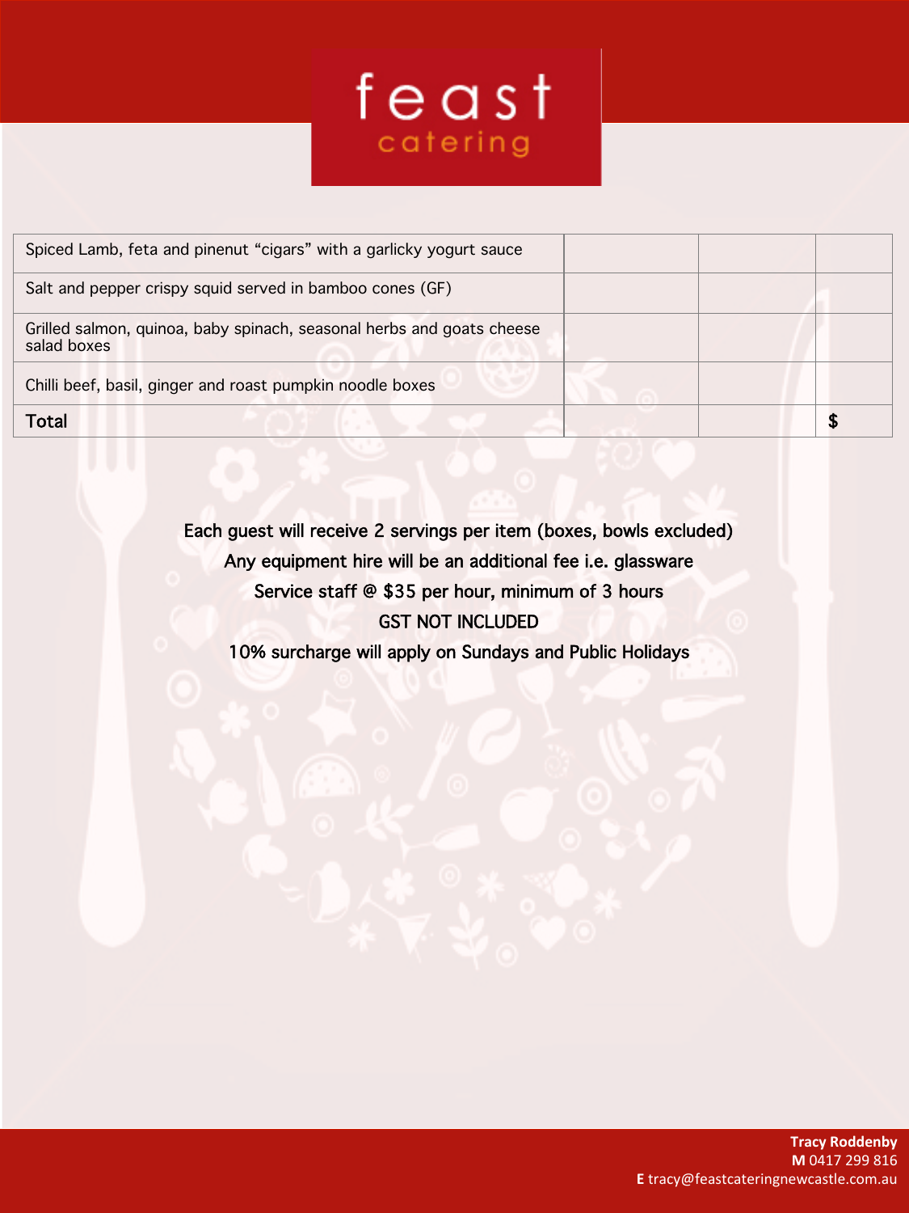feast catering

| | | | |
|---|---|---|---|
| Spiced Lamb, feta and pinenut “cigars” with a garlicky yogurt sauce | | | |
| Salt and pepper crispy squid served in bamboo cones (GF) | | | |
| Grilled salmon, quinoa, baby spinach, seasonal herbs and goats cheese salad boxes | | | |
| Chilli beef, basil, ginger and roast pumpkin noodle boxes | | | |
| Total | | | $ |

Each guest will receive 2 servings per item (boxes, bowls excluded)

Any equipment hire will be an additional fee i.e. glassware

Service staff @ $35 per hour, minimum of 3 hours

GST NOT INCLUDED

10% surcharge will apply on Sundays and Public Holidays

**Tracy Roddenby**
**M** 0417 299 816
**E** tracy@feastcateringnewcastle.com.au